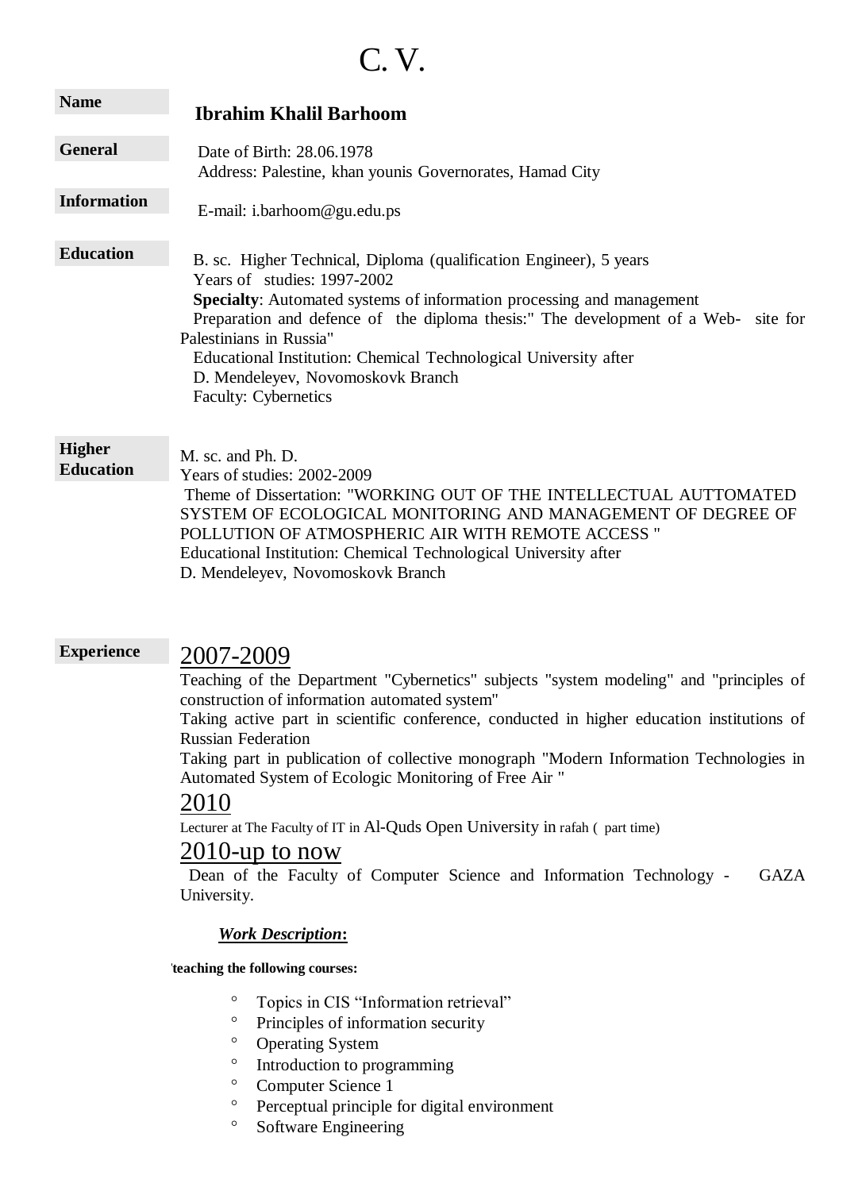# C. V.

**Name**

**Ibrahim Khalil Barhoom**

**General Information**

Date of Birth: 28.06.1978
Address: Palestine, khan younis Governorates, Hamad City

E-mail: i.barhoom@gu.edu.ps

**Education**

B. sc. Higher Technical, Diploma (qualification Engineer), 5 years
Years of studies: 1997-2002
**Specialty**: Automated systems of information processing and management
Preparation and defence of the diploma thesis:" The development of a Web- site for Palestinians in Russia"
Educational Institution: Chemical Technological University after
D. Mendeleyev, Novomoskovk Branch
Faculty: Cybernetics

**Higher Education**

M. sc. and Ph. D.
Years of studies: 2002-2009
Theme of Dissertation: "WORKING OUT OF THE INTELLECTUAL AUTTOMATED SYSTEM OF ECOLOGICAL MONITORING AND MANAGEMENT OF DEGREE OF POLLUTION OF ATMOSPHERIC AIR WITH REMOTE ACCESS "
Educational Institution: Chemical Technological University after
D. Mendeleyev, Novomoskovk Branch

**Experience**

## 2007-2009

Teaching of the Department "Cybernetics" subjects "system modeling" and "principles of construction of information automated system"
Taking active part in scientific conference, conducted in higher education institutions of Russian Federation
Taking part in publication of collective monograph "Modern Information Technologies in Automated System of Ecologic Monitoring of Free Air "

## 2010

Lecturer at The Faculty of IT in Al-Quds Open University in rafah ( part time)

## 2010-up to now

Dean of the Faculty of Computer Science and Information Technology - GAZA University.

***Work Description:***

**'teaching the following courses:**

- Topics in CIS “Information retrieval”
- Principles of information security
- Operating System
- Introduction to programming
- Computer Science 1
- Perceptual principle for digital environment
- Software Engineering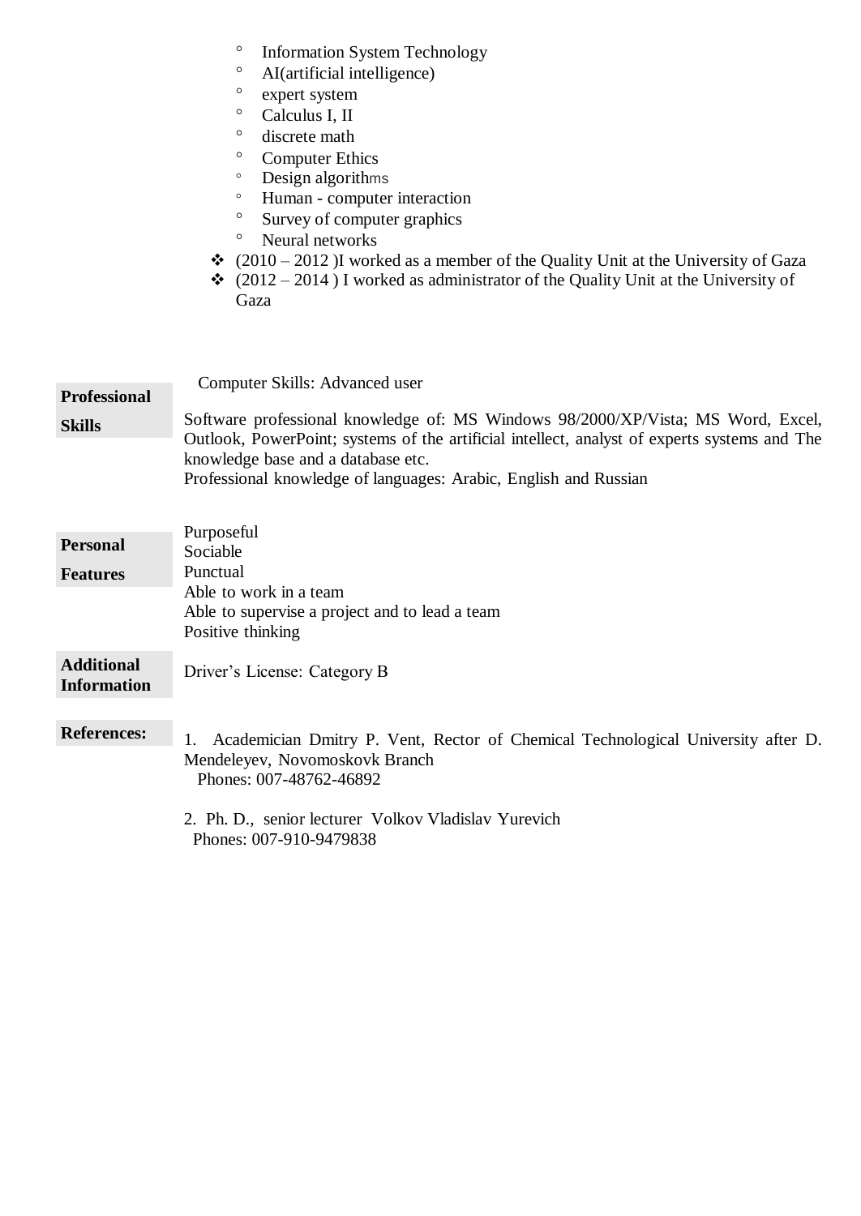- Information System Technology
- AI(artificial intelligence)
- expert system
- Calculus I, II
- discrete math
- Computer Ethics
- Design algorithms
- Human - computer interaction
- Survey of computer graphics
- Neural networks

- (2010 – 2012 )I worked as a member of the Quality Unit at the University of Gaza
- (2012 – 2014 ) I worked as administrator of the Quality Unit at the University of Gaza

**Professional Skills**

Computer Skills: Advanced user

Software professional knowledge of: MS Windows 98/2000/XP/Vista; MS Word, Excel, Outlook, PowerPoint; systems of the artificial intellect, analyst of experts systems and The knowledge base and a database etc.

Professional knowledge of languages: Arabic, English and Russian

**Personal Features**

Purposeful
Sociable
Punctual
Able to work in a team
Able to supervise a project and to lead a team
Positive thinking

**Additional Information**

Driver's License: Category B

**References:**

1. Academician Dmitry P. Vent, Rector of Chemical Technological University after D. Mendeleyev, Novomoskovk Branch
   Phones: 007-48762-46892

2. Ph. D., senior lecturer Volkov Vladislav Yurevich
   Phones: 007-910-9479838